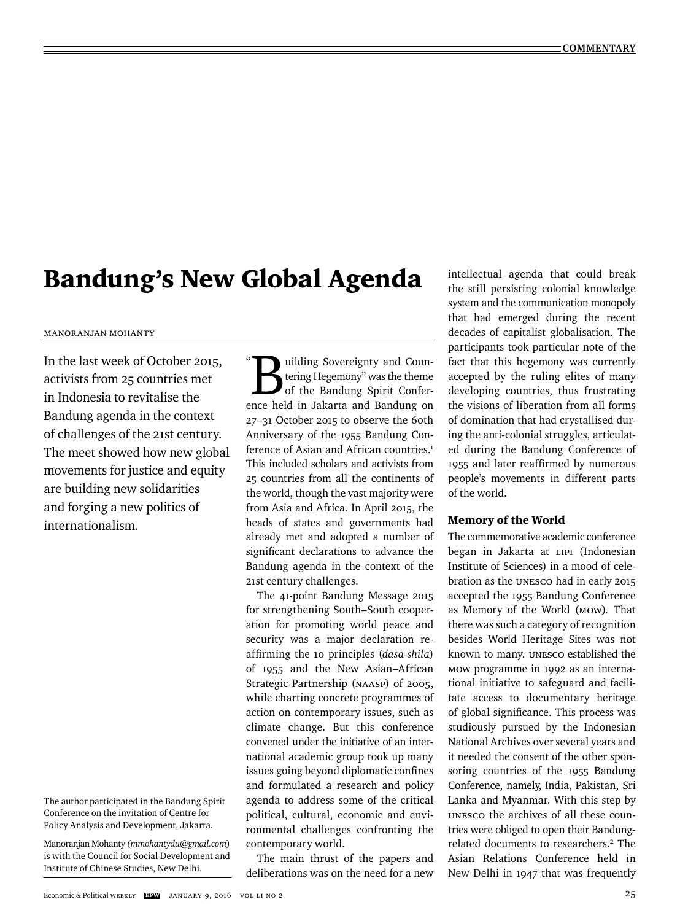# Bandung's New Global Agenda

MANORANJAN MOHANTY

In the last week of October 2015, activists from 25 countries met in Indonesia to revitalise the Bandung agenda in the context of challenges of the 21st century. The meet showed how new global movements for justice and equity are building new solidarities and forging a new politics of internationalism.

The author participated in the Bandung Spirit Conference on the invitation of Centre for Policy Analysis and Development, Jakarta.

Manoranjan Mohanty (*mmohantydu@gmail.com*) is with the Council for Social Development and Institute of Chinese Studies, New Delhi.

"Building Sovereignty and Countering Hegemony" was the theme of the Bandung Spirit Conference held in Jakarta and Bandung on 27–31 October 2015 to observe the 60th Anniversary of the 1955 Bandung Conference of Asian and African countries.[1] This included scholars and activists from 25 countries from all the continents of the world, though the vast majority were from Asia and Africa. In April 2015, the heads of states and governments had already met and adopted a number of significant declarations to advance the Bandung agenda in the context of the 21st century challenges.

The 41-point Bandung Message 2015 for strengthening South–South cooperation for promoting world peace and security was a major declaration reaffirming the 10 principles (*dasa-shila*) of 1955 and the New Asian–African Strategic Partnership (NAASP) of 2005, while charting concrete programmes of action on contemporary issues, such as climate change. But this conference convened under the initiative of an international academic group took up many issues going beyond diplomatic confines and formulated a research and policy agenda to address some of the critical political, cultural, economic and environmental challenges confronting the contemporary world.

The main thrust of the papers and deliberations was on the need for a new intellectual agenda that could break the still persisting colonial knowledge system and the communication monopoly that had emerged during the recent decades of capitalist globalisation. The participants took particular note of the fact that this hegemony was currently accepted by the ruling elites of many developing countries, thus frustrating the visions of liberation from all forms of domination that had crystallised during the anti-colonial struggles, articulated during the Bandung Conference of 1955 and later reaffirmed by numerous people's movements in different parts of the world.

### Memory of the World

The commemorative academic conference began in Jakarta at LIPI (Indonesian Institute of Sciences) in a mood of celebration as the UNESCO had in early 2015 accepted the 1955 Bandung Conference as Memory of the World (MOW). That there was such a category of recognition besides World Heritage Sites was not known to many. UNESCO established the MOW programme in 1992 as an international initiative to safeguard and facilitate access to documentary heritage of global significance. This process was studiously pursued by the Indonesian National Archives over several years and it needed the consent of the other sponsoring countries of the 1955 Bandung Conference, namely, India, Pakistan, Sri Lanka and Myanmar. With this step by UNESCO the archives of all these countries were obliged to open their Bandung-related documents to researchers.[2] The Asian Relations Conference held in New Delhi in 1947 that was frequently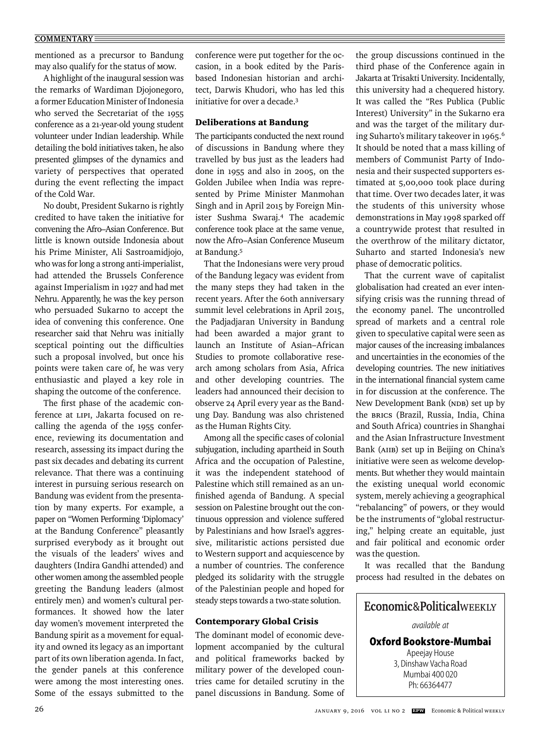mentioned as a precursor to Bandung may also qualify for the status of MOW.

A highlight of the inaugural session was the remarks of Wardiman Djojonegoro, a former Education Minister of Indonesia who served the Secretariat of the 1955 conference as a 21-year-old young student volunteer under Indian leadership. While detailing the bold initiatives taken, he also presented glimpses of the dynamics and variety of perspectives that operated during the event reflecting the impact of the Cold War.

No doubt, President Sukarno is rightly credited to have taken the initiative for convening the Afro–Asian Conference. But little is known outside Indonesia about his Prime Minister, Ali Sastroamidjojo, who was for long a strong anti-imperialist, had attended the Brussels Conference against Imperialism in 1927 and had met Nehru. Apparently, he was the key person who persuaded Sukarno to accept the idea of convening this conference. One researcher said that Nehru was initially sceptical pointing out the difficulties such a proposal involved, but once his points were taken care of, he was very enthusiastic and played a key role in shaping the outcome of the conference.

The first phase of the academic conference at LIPI, Jakarta focused on recalling the agenda of the 1955 conference, reviewing its documentation and research, assessing its impact during the past six decades and debating its current relevance. That there was a continuing interest in pursuing serious research on Bandung was evident from the presentation by many experts. For example, a paper on "Women Performing 'Diplomacy' at the Bandung Conference" pleasantly surprised everybody as it brought out the visuals of the leaders' wives and daughters (Indira Gandhi attended) and other women among the assembled people greeting the Bandung leaders (almost entirely men) and women's cultural performances. It showed how the later day women's movement interpreted the Bandung spirit as a movement for equality and owned its legacy as an important part of its own liberation agenda. In fact, the gender panels at this conference were among the most interesting ones. Some of the essays submitted to the conference were put together for the occasion, in a book edited by the Paris-based Indonesian historian and architect, Darwis Khudori, who has led this initiative for over a decade.[3]

### Deliberations at Bandung

The participants conducted the next round of discussions in Bandung where they travelled by bus just as the leaders had done in 1955 and also in 2005, on the Golden Jubilee when India was represented by Prime Minister Manmohan Singh and in April 2015 by Foreign Minister Sushma Swaraj.[4] The academic conference took place at the same venue, now the Afro–Asian Conference Museum at Bandung.[5]

That the Indonesians were very proud of the Bandung legacy was evident from the many steps they had taken in the recent years. After the 60th anniversary summit level celebrations in April 2015, the Padjadjaran University in Bandung had been awarded a major grant to launch an Institute of Asian–African Studies to promote collaborative research among scholars from Asia, Africa and other developing countries. The leaders had announced their decision to observe 24 April every year as the Bandung Day. Bandung was also christened as the Human Rights City.

Among all the specific cases of colonial subjugation, including apartheid in South Africa and the occupation of Palestine, it was the independent statehood of Palestine which still remained as an unfinished agenda of Bandung. A special session on Palestine brought out the continuous oppression and violence suffered by Palestinians and how Israel's aggressive, militaristic actions persisted due to Western support and acquiescence by a number of countries. The conference pledged its solidarity with the struggle of the Palestinian people and hoped for steady steps towards a two-state solution.

### Contemporary Global Crisis

The dominant model of economic development accompanied by the cultural and political frameworks backed by military power of the developed countries came for detailed scrutiny in the panel discussions in Bandung. Some of the group discussions continued in the third phase of the Conference again in Jakarta at Trisakti University. Incidentally, this university had a chequered history. It was called the "Res Publica (Public Interest) University" in the Sukarno era and was the target of the military during Suharto's military takeover in 1965.[6] It should be noted that a mass killing of members of Communist Party of Indonesia and their suspected supporters estimated at 5,00,000 took place during that time. Over two decades later, it was the students of this university whose demonstrations in May 1998 sparked off a countrywide protest that resulted in the overthrow of the military dictator, Suharto and started Indonesia's new phase of democratic politics.

That the current wave of capitalist globalisation had created an ever intensifying crisis was the running thread of the economy panel. The uncontrolled spread of markets and a central role given to speculative capital were seen as major causes of the increasing imbalances and uncertainties in the economies of the developing countries. The new initiatives in the international financial system came in for discussion at the conference. The New Development Bank (NDB) set up by the BRICS (Brazil, Russia, India, China and South Africa) countries in Shanghai and the Asian Infrastructure Investment Bank (AIIB) set up in Beijing on China's initiative were seen as welcome developments. But whether they would maintain the existing unequal world economic system, merely achieving a geographical "rebalancing" of powers, or they would be the instruments of "global restructuring," helping create an equitable, just and fair political and economic order was the question.

It was recalled that the Bandung process had resulted in the debates on

Economic&Political WEEKLY
*available at*
**Oxford Bookstore-Mumbai**
Apeejay House
3, Dinshaw Vacha Road
Mumbai 400 020
Ph: 66364477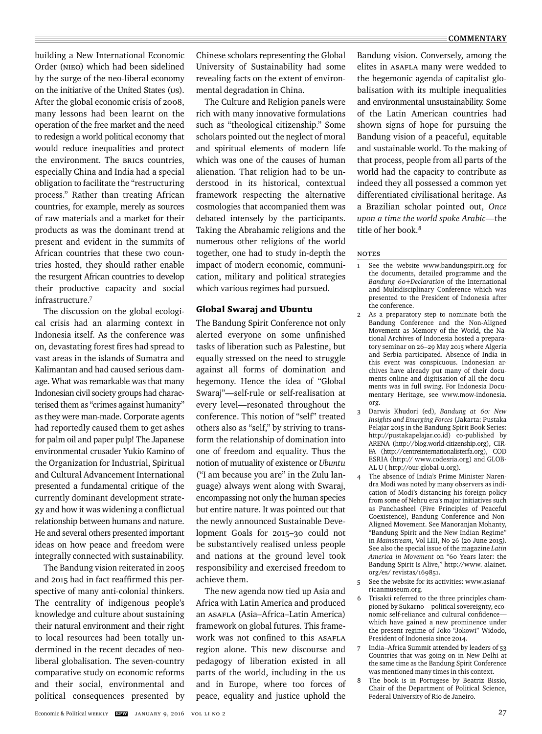building a New International Economic Order (NIEO) which had been sidelined by the surge of the neo-liberal economy on the initiative of the United States (US). After the global economic crisis of 2008, many lessons had been learnt on the operation of the free market and the need to redesign a world political economy that would reduce inequalities and protect the environment. The BRICS countries, especially China and India had a special obligation to facilitate the "restructuring process." Rather than treating African countries, for example, merely as sources of raw materials and a market for their products as was the dominant trend at present and evident in the summits of African countries that these two countries hosted, they should rather enable the resurgent African countries to develop their productive capacity and social infrastructure.[7]

The discussion on the global ecological crisis had an alarming context in Indonesia itself. As the conference was on, devastating forest fires had spread to vast areas in the islands of Sumatra and Kalimantan and had caused serious damage. What was remarkable was that many Indonesian civil society groups had characterised them as "crimes against humanity" as they were man-made. Corporate agents had reportedly caused them to get ashes for palm oil and paper pulp! The Japanese environmental crusader Yukio Kamino of the Organization for Industrial, Spiritual and Cultural Advancement International presented a fundamental critique of the currently dominant development strategy and how it was widening a conflictual relationship between humans and nature. He and several others presented important ideas on how peace and freedom were integrally connected with sustainability.

The Bandung vision reiterated in 2005 and 2015 had in fact reaffirmed this perspective of many anti-colonial thinkers. The centrality of indigenous people's knowledge and culture about sustaining their natural environment and their right to local resources had been totally undermined in the recent decades of neo-liberal globalisation. The seven-country comparative study on economic reforms and their social, environmental and political consequences presented by Chinese scholars representing the Global University of Sustainability had some revealing facts on the extent of environmental degradation in China.

The Culture and Religion panels were rich with many innovative formulations such as "theological citizenship." Some scholars pointed out the neglect of moral and spiritual elements of modern life which was one of the causes of human alienation. That religion had to be understood in its historical, contextual framework respecting the alternative cosmologies that accompanied them was debated intensely by the participants. Taking the Abrahamic religions and the numerous other religions of the world together, one had to study in-depth the impact of modern economic, communication, military and political strategies which various regimes had pursued.

## Global Swaraj and Ubuntu

The Bandung Spirit Conference not only alerted everyone on some unfinished tasks of liberation such as Palestine, but equally stressed on the need to struggle against all forms of domination and hegemony. Hence the idea of "Global Swaraj"—self-rule or self-realisation at every level—resonated throughout the conference. This notion of "self" treated others also as "self," by striving to transform the relationship of domination into one of freedom and equality. Thus the notion of mutuality of existence or *Ubuntu* ("I am because you are" in the Zulu language) always went along with Swaraj, encompassing not only the human species but entire nature. It was pointed out that the newly announced Sustainable Development Goals for 2015–30 could not be substantively realised unless people and nations at the ground level took responsibility and exercised freedom to achieve them.

The new agenda now tied up Asia and Africa with Latin America and produced an ASAFLA (Asia–Africa–Latin America) framework on global futures. This framework was not confined to this ASAFLA region alone. This new discourse and pedagogy of liberation existed in all parts of the world, including in the US and in Europe, where too forces of peace, equality and justice uphold the Bandung vision. Conversely, among the elites in ASAFLA many were wedded to the hegemonic agenda of capitalist globalisation with its multiple inequalities and environmental unsustainability. Some of the Latin American countries had shown signs of hope for pursuing the Bandung vision of a peaceful, equitable and sustainable world. To the making of that process, people from all parts of the world had the capacity to contribute as indeed they all possessed a common yet differentiated civilisational heritage. As a Brazilian scholar pointed out, *Once upon a time the world spoke Arabic*—the title of her book.[8]

### NOTES

1. See the website www.bandungspirit.org for the documents, detailed programme and the *Bandung 60+Declaration* of the International and Multidisciplinary Conference which was presented to the President of Indonesia after the conference.
2. As a preparatory step to nominate both the Bandung Conference and the Non-Aligned Movement as Memory of the World, the National Archives of Indonesia hosted a preparatory seminar on 26–29 May 2015 where Algeria and Serbia participated. Absence of India in this event was conspicuous. Indonesian archives have already put many of their documents online and digitisation of all the documents was in full swing. For Indonesia Documentary Heritage, see www.mow-indonesia.org.
3. Darwis Khudori (ed), *Bandung at 60: New Insights and Emerging Forces* (Jakarta: Pustaka Pelajar 2015 in the Bandung Spirit Book Series: http://pustakapelajar.co.id) co-published by ARENA (http://blog.world-citizenship.org), CIRFA (http://centreinternationalisterfa.org), CODESRIA (http:// www.codesria.org) and GLOBAL U ( http://our-global-u.org).
4. The absence of India's Prime Minister Narendra Modi was noted by many observers as indication of Modi's distancing his foreign policy from some of Nehru era's major initiatives such as Panchasheel (Five Principles of Peaceful Coexistence), Bandung Conference and Non-Aligned Movement. See Manoranjan Mohanty, "Bandung Spirit and the New Indian Regime" in *Mainstream*, Vol LIII, No 26 (20 June 2015). See also the special issue of the magazine *Latin America in Movement* on "60 Years later: the Bandung Spirit Is Alive," http://www. alainet.org/es/ revistas/169851.
5. See the website for its activities: www.asianafricanmuseum.org.
6. Trisakti referred to the three principles championed by Sukarno—political sovereignty, economic self-reliance and cultural confidence—which have gained a new prominence under the present regime of Joko "Jokowi" Widodo, President of Indonesia since 2014.
7. India–Africa Summit attended by leaders of 53 Countries that was going on in New Delhi at the same time as the Bandung Spirit Conference was mentioned many times in this context.
8. The book is in Portugese by Beatriz Bissio, Chair of the Department of Political Science, Federal University of Rio de Janeiro.